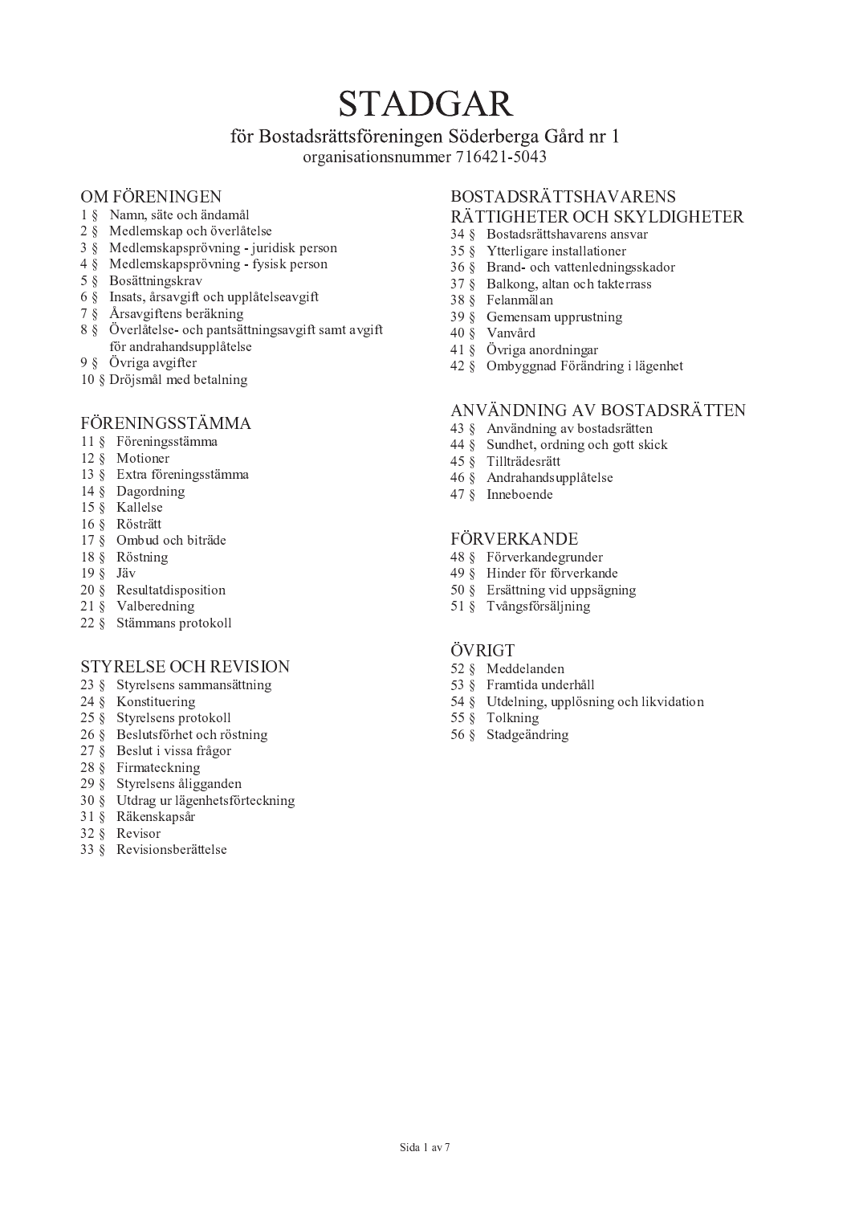# STADGAR

## för Bostadsrättsföreningen Söderberga Gård nr 1

organisationsnummer 716421-5043

### OM FÖRENINGEN

1 § Namn, säte och ändamål
2 § Medlemskap och överlåtelse
3 § Medlemskapsprövning - juridisk person
4 § Medlemskapsprövning - fysisk person
5 § Bosättningskrav
6 § Insats, årsavgift och upplåtelseavgift
7 § Årsavgiftens beräkning
8 § Överlåtelse- och pantsättningsavgift samt avgift för andrahandsupplåtelse
9 § Övriga avgifter
10 § Dröjsmål med betalning

### FÖRENINGSSTÄMMA

11 § Föreningsstämma
12 § Motioner
13 § Extra föreningsstämma
14 § Dagordning
15 § Kallelse
16 § Rösträtt
17 § Ombud och biträde
18 § Röstning
19 § Jäv
20 § Resultatdisposition
21 § Valberedning
22 § Stämmans protokoll

### STYRELSE OCH REVISION

23 § Styrelsens sammansättning
24 § Konstituering
25 § Styrelsens protokoll
26 § Beslutsförhet och röstning
27 § Beslut i vissa frågor
28 § Firmateckning
29 § Styrelsens åligganden
30 § Utdrag ur lägenhetsförteckning
31 § Räkenskapsår
32 § Revisor
33 § Revisionsberättelse

### BOSTADSRÄTTSHAVARENS RÄTTIGHETER OCH SKYLDIGHETER

34 § Bostadsrättshavarens ansvar
35 § Ytterligare installationer
36 § Brand- och vattenledningsskador
37 § Balkong, altan och takterrass
38 § Felanmälan
39 § Gemensam upprustning
40 § Vanvård
41 § Övriga anordningar
42 § Ombyggnad Förändring i lägenhet

### ANVÄNDNING AV BOSTADSRÄTTEN

43 § Användning av bostadsrätten
44 § Sundhet, ordning och gott skick
45 § Tillträdesrätt
46 § Andrahandsupplåtelse
47 § Inneboende

### FÖRVERKANDE

48 § Förverkandegrunder
49 § Hinder för förverkande
50 § Ersättning vid uppsägning
51 § Tvångsförsäljning

### ÖVRIGT

52 § Meddelanden
53 § Framtida underhåll
54 § Utdelning, upplösning och likvidation
55 § Tolkning
56 § Stadgeändring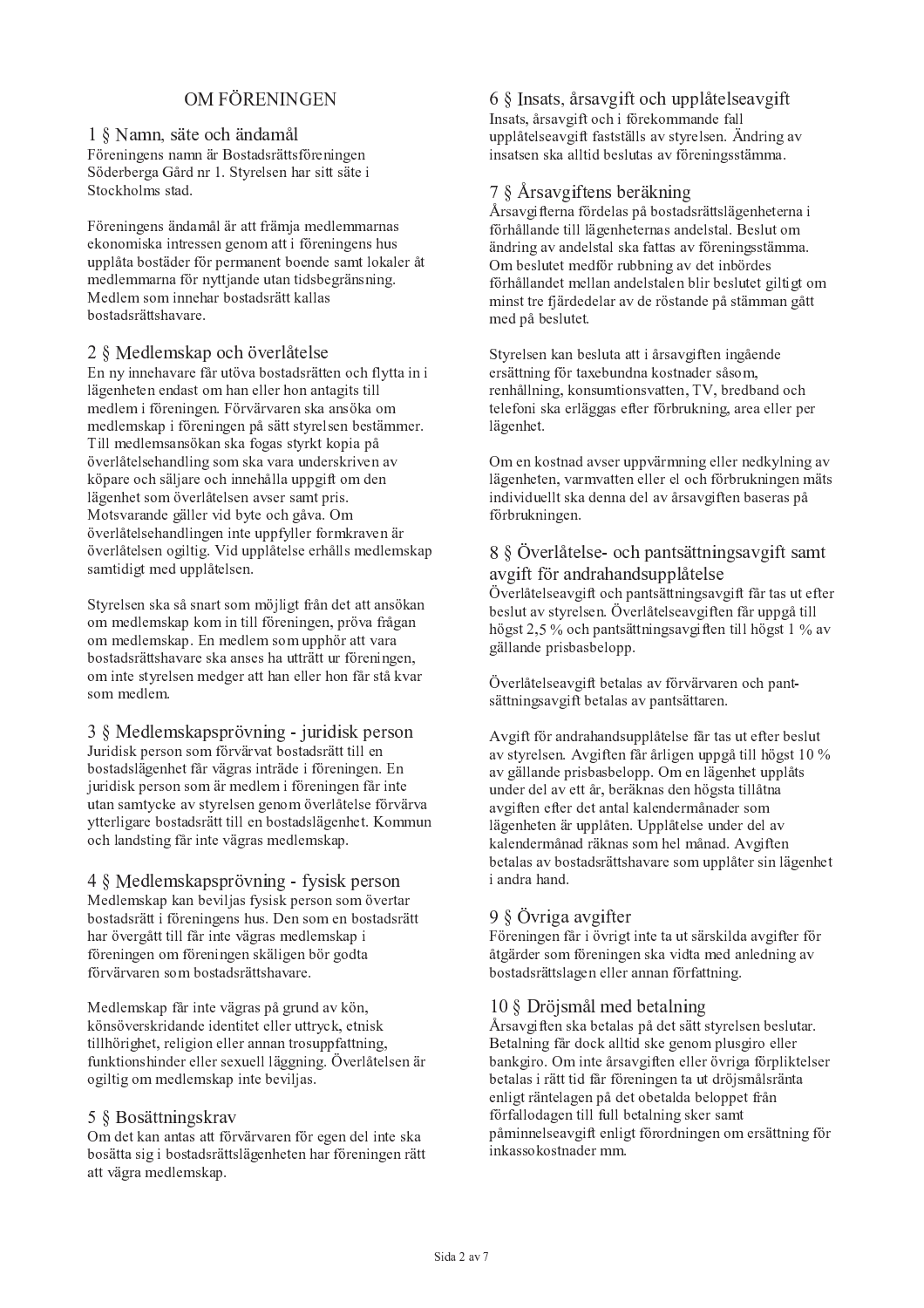# OM FÖRENINGEN

## 1 § Namn, säte och ändamål

Föreningens namn är Bostadsrättsföreningen Söderberga Gård nr 1. Styrelsen har sitt säte i Stockholms stad.

Föreningens ändamål är att främja medlemmarnas ekonomiska intressen genom att i föreningens hus upplåta bostäder för permanent boende samt lokaler åt medlemmarna för nyttjande utan tidsbegränsning. Medlem som innehar bostadsrätt kallas bostadsrättshavare.

## 2 § Medlemskap och överlåtelse

En ny innehavare får utöva bostadsrätten och flytta in i lägenheten endast om han eller hon antagits till medlem i föreningen. Förvärvaren ska ansöka om medlemskap i föreningen på sätt styrelsen bestämmer. Till medlemsansökan ska fogas styrkt kopia på överlåtelsehandling som ska vara underskriven av köpare och säljare och innehålla uppgift om den lägenhet som överlåtelsen avser samt pris. Motsvarande gäller vid byte och gåva. Om överlåtelsehandlingen inte uppfyller formkraven är överlåtelsen ogiltig. Vid upplåtelse erhålls medlemskap samtidigt med upplåtelsen.

Styrelsen ska så snart som möjligt från det att ansökan om medlemskap kom in till föreningen, pröva frågan om medlemskap. En medlem som upphör att vara bostadsrättshavare ska anses ha utträtt ur föreningen, om inte styrelsen medger att han eller hon får stå kvar som medlem.

## 3 § Medlemskapsprövning - juridisk person

Juridisk person som förvärvat bostadsrätt till en bostadslägenhet får vägras inträde i föreningen. En juridisk person som är medlem i föreningen får inte utan samtycke av styrelsen genom överlåtelse förvärva ytterligare bostadsrätt till en bostadslägenhet. Kommun och landsting får inte vägras medlemskap.

## 4 § Medlemskapsprövning - fysisk person

Medlemskap kan beviljas fysisk person som övertar bostadsrätt i föreningens hus. Den som en bostadsrätt har övergått till får inte vägras medlemskap i föreningen om föreningen skäligen bör godta förvärvaren som bostadsrättshavare.

Medlemskap får inte vägras på grund av kön, könsöverskridande identitet eller uttryck, etnisk tillhörighet, religion eller annan trosuppfattning, funktionshinder eller sexuell läggning. Överlåtelsen är ogiltig om medlemskap inte beviljas.

## 5 § Bosättningskrav

Om det kan antas att förvärvaren för egen del inte ska bosätta sig i bostadsrättslägenheten har föreningen rätt att vägra medlemskap.

## 6 § Insats, årsavgift och upplåtelseavgift

Insats, årsavgift och i förekommande fall upplåtelseavgift fastställs av styrelsen. Ändring av insatsen ska alltid beslutas av föreningsstämma.

## 7 § Årsavgiftens beräkning

Årsavgifterna fördelas på bostadsrättslägenheterna i förhållande till lägenheternas andelstal. Beslut om ändring av andelstal ska fattas av föreningsstämma. Om beslutet medför rubbning av det inbördes förhållandet mellan andelstalen blir beslutet giltigt om minst tre fjärdedelar av de röstande på stämman gått med på beslutet.

Styrelsen kan besluta att i årsavgiften ingående ersättning för taxebundna kostnader såsom, renhållning, konsumtionsvatten, TV, bredband och telefoni ska erläggas efter förbrukning, area eller per lägenhet.

Om en kostnad avser uppvärmning eller nedkylning av lägenheten, varmvatten eller el och förbrukningen mäts individuellt ska denna del av årsavgiften baseras på förbrukningen.

## 8 § Överlåtelse- och pantsättningsavgift samt avgift för andrahandsupplåtelse

Överlåtelseavgift och pantsättningsavgift får tas ut efter beslut av styrelsen. Överlåtelseavgiften får uppgå till högst 2,5 % och pantsättningsavgiften till högst 1 % av gällande prisbasbelopp.

Överlåtelseavgift betalas av förvärvaren och pantsättningsavgift betalas av pantsättaren.

Avgift för andrahandsupplåtelse får tas ut efter beslut av styrelsen. Avgiften får årligen uppgå till högst 10 % av gällande prisbasbelopp. Om en lägenhet upplåts under del av ett år, beräknas den högsta tillåtna avgiften efter det antal kalendermånader som lägenheten är upplåten. Upplåtelse under del av kalendermånad räknas som hel månad. Avgiften betalas av bostadsrättshavare som upplåter sin lägenhet i andra hand.

## 9 § Övriga avgifter

Föreningen får i övrigt inte ta ut särskilda avgifter för åtgärder som föreningen ska vidta med anledning av bostadsrättslagen eller annan författning.

## 10 § Dröjsmål med betalning

Årsavgiften ska betalas på det sätt styrelsen beslutar. Betalning får dock alltid ske genom plusgiro eller bankgiro. Om inte årsavgiften eller övriga förpliktelser betalas i rätt tid får föreningen ta ut dröjsmålsränta enligt räntelagen på det obetalda beloppet från förfallodagen till full betalning sker samt påminnelseavgift enligt förordningen om ersättning för inkassokostnader mm.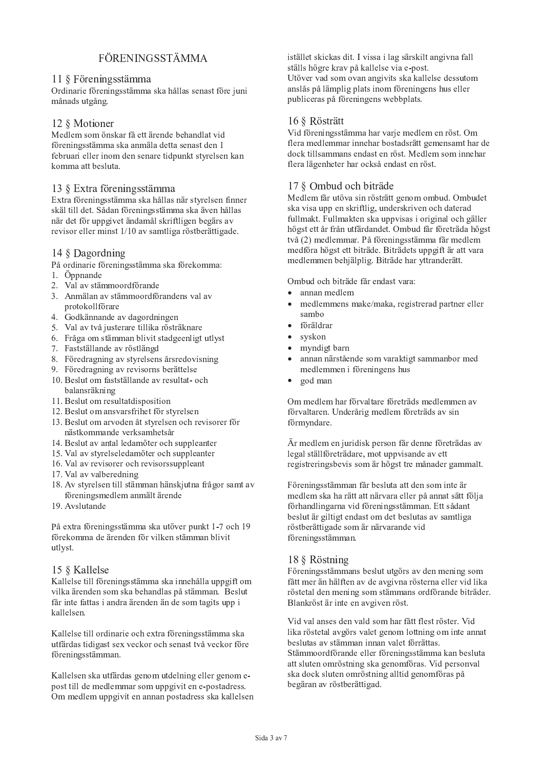# FÖRENINGSSTÄMMA

## 11 § Föreningsstämma

Ordinarie föreningsstämma ska hållas senast före juni månads utgång.

## 12 § Motioner

Medlem som önskar få ett ärende behandlat vid föreningsstämma ska anmäla detta senast den 1 februari eller inom den senare tidpunkt styrelsen kan komma att besluta.

## 13 § Extra föreningsstämma

Extra föreningsstämma ska hållas när styrelsen finner skäl till det. Sådan föreningsstämma ska även hållas när det för uppgivet ändamål skriftligen begärs av revisor eller minst 1/10 av samtliga röstberättigade.

## 14 § Dagordning

På ordinarie föreningsstämma ska förekomma:

1. Öppnande
2. Val av stämmoordförande
3. Anmälan av stämmoordförandens val av protokollförare
4. Godkännande av dagordningen
5. Val av två justerare tillika rösträknare
6. Fråga om stämman blivit stadgeenligt utlyst
7. Fastställande av röstlängd
8. Föredragning av styrelsens årsredovisning
9. Föredragning av revisorns berättelse
10. Beslut om fastställande av resultat- och balansräkning
11. Beslut om resultatdisposition
12. Beslut om ansvarsfrihet för styrelsen
13. Beslut om arvoden åt styrelsen och revisorer för nästkommande verksamhetsår
14. Beslut av antal ledamöter och suppleanter
15. Val av styrelseledamöter och suppleanter
16. Val av revisorer och revisorssuppleant
17. Val av valberedning
18. Av styrelsen till stämman hänskjutna frågor samt av föreningsmedlem anmält ärende
19. Avslutande

På extra föreningsstämma ska utöver punkt 1-7 och 19 förekomma de ärenden för vilken stämman blivit utlyst.

## 15 § Kallelse

Kallelse till föreningsstämma ska innehålla uppgift om vilka ärenden som ska behandlas på stämman. Beslut får inte fattas i andra ärenden än de som tagits upp i kallelsen.

Kallelse till ordinarie och extra föreningsstämma ska utfärdas tidigast sex veckor och senast två veckor före föreningsstämman.

Kallelsen ska utfärdas genom utdelning eller genom e-post till de medlemmar som uppgivit en e-postadress. Om medlem uppgivit en annan postadress ska kallelsen istället skickas dit. I vissa i lag särskilt angivna fall ställs högre krav på kallelse via e-post.
Utöver vad som ovan angivits ska kallelse dessutom anslås på lämplig plats inom föreningens hus eller publiceras på föreningens webbplats.

## 16 § Rösträtt

Vid föreningsstämma har varje medlem en röst. Om flera medlemmar innehar bostadsrätt gemensamt har de dock tillsammans endast en röst. Medlem som innehar flera lägenheter har också endast en röst.

## 17 § Ombud och biträde

Medlem får utöva sin rösträtt genom ombud. Ombudet ska visa upp en skriftlig, underskriven och daterad fullmakt. Fullmakten ska uppvisas i original och gäller högst ett år från utfärdandet. Ombud får företräda högst två (2) medlemmar. På föreningsstämma får medlem medföra högst ett biträde. Biträdets uppgift är att vara medlemmen behjälplig. Biträde har yttranderätt.

Ombud och biträde får endast vara:

- annan medlem
- medlemmens make/maka, registrerad partner eller sambo
- föräldrar
- syskon
- myndigt barn
- annan närstående som varaktigt sammanbor med medlemmen i föreningens hus
- god man

Om medlem har förvaltare företräds medlemmen av förvaltaren. Underårig medlem företräds av sin förmyndare.

Är medlem en juridisk person får denne företrädas av legal ställföreträdare, mot uppvisande av ett registreringsbevis som är högst tre månader gammalt.

Föreningsstämman får besluta att den som inte är medlem ska ha rätt att närvara eller på annat sätt följa förhandlingarna vid föreningsstämman. Ett sådant beslut är giltigt endast om det beslutas av samtliga röstberättigade som är närvarande vid föreningsstämman.

## 18 § Röstning

Föreningsstämmans beslut utgörs av den mening som fått mer än hälften av de avgivna rösterna eller vid lika röstetal den mening som stämmans ordförande biträder. Blankröst är inte en avgiven röst.

Vid val anses den vald som har fått flest röster. Vid lika röstetal avgörs valet genom lottning om inte annat beslutas av stämman innan valet förrättas. Stämmoordförande eller föreningsstämma kan besluta att sluten omröstning ska genomföras. Vid personval ska dock sluten omröstning alltid genomföras på begäran av röstberättigad.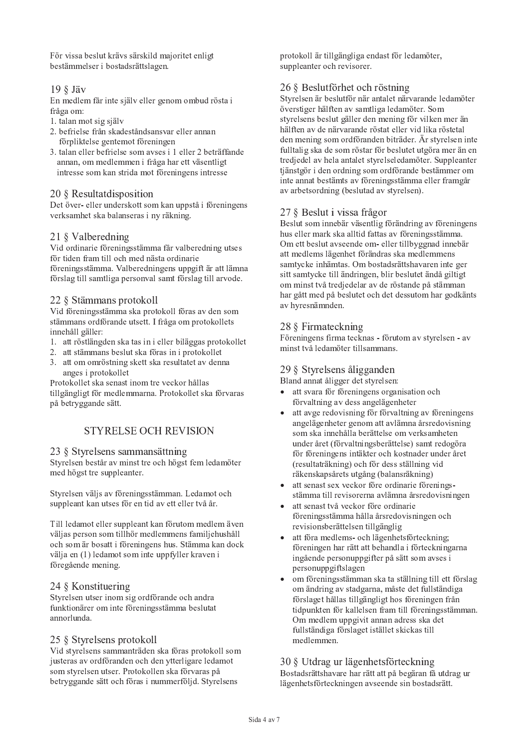För vissa beslut krävs särskild majoritet enligt bestämmelser i bostadsrättslagen.

## 19 § Jäv

En medlem får inte själv eller genom ombud rösta i fråga om:

1. talan mot sig själv
2. befrielse från skadeståndsansvar eller annan förpliktelse gentemot föreningen
3. talan eller befrielse som avses i 1 eller 2 beträffande annan, om medlemmen i fråga har ett väsentligt intresse som kan strida mot föreningens intresse

## 20 § Resultatdisposition

Det över- eller underskott som kan uppstå i föreningens verksamhet ska balanseras i ny räkning.

## 21 § Valberedning

Vid ordinarie föreningsstämma får valberedning utses för tiden fram till och med nästa ordinarie föreningsstämma. Valberedningens uppgift är att lämna förslag till samtliga personval samt förslag till arvode.

## 22 § Stämmans protokoll

Vid föreningsstämma ska protokoll föras av den som stämmans ordförande utsett. I fråga om protokollets innehåll gäller:

1. att röstlängden ska tas in i eller biläggas protokollet
2. att stämmans beslut ska föras in i protokollet
3. att om omröstning skett ska resultatet av denna anges i protokollet

Protokollet ska senast inom tre veckor hållas tillgängligt för medlemmarna. Protokollet ska förvaras på betryggande sätt.

# STYRELSE OCH REVISION

## 23 § Styrelsens sammansättning

Styrelsen består av minst tre och högst fem ledamöter med högst tre suppleanter.

Styrelsen väljs av föreningsstämman. Ledamot och suppleant kan utses för en tid av ett eller två år.

Till ledamot eller suppleant kan förutom medlem även väljas person som tillhör medlemmens familjehushåll och som är bosatt i föreningens hus. Stämma kan dock välja en (1) ledamot som inte uppfyller kraven i föregående mening.

## 24 § Konstituering

Styrelsen utser inom sig ordförande och andra funktionärer om inte föreningsstämma beslutat annorlunda.

## 25 § Styrelsens protokoll

Vid styrelsens sammanträden ska föras protokoll som justeras av ordföranden och den ytterligare ledamot som styrelsen utser. Protokollen ska förvaras på betryggande sätt och föras i nummerföljd. Styrelsens protokoll är tillgängliga endast för ledamöter, suppleanter och revisorer.

## 26 § Beslutförhet och röstning

Styrelsen är beslutför när antalet närvarande ledamöter överstiger hälften av samtliga ledamöter. Som styrelsens beslut gäller den mening för vilken mer än hälften av de närvarande röstat eller vid lika röstetal den mening som ordföranden biträder. Är styrelsen inte fulltalig ska de som röstar för beslutet utgöra mer än en tredjedel av hela antalet styrelseledamöter. Suppleanter tjänstgör i den ordning som ordförande bestämmer om inte annat bestämts av föreningsstämma eller framgår av arbetsordning (beslutad av styrelsen).

## 27 § Beslut i vissa frågor

Beslut som innebär väsentlig förändring av föreningens hus eller mark ska alltid fattas av föreningsstämma. Om ett beslut avseende om- eller tillbyggnad innebär att medlems lägenhet förändras ska medlemmens samtycke inhämtas. Om bostadsrättshavaren inte ger sitt samtycke till ändringen, blir beslutet ändå giltigt om minst två tredjedelar av de röstande på stämman har gått med på beslutet och det dessutom har godkänts av hyresnämnden.

## 28 § Firmateckning

Föreningens firma tecknas - förutom av styrelsen - av minst två ledamöter tillsammans.

## 29 § Styrelsens åligganden

Bland annat åligger det styrelsen:

- att svara för föreningens organisation och förvaltning av dess angelägenheter
- att avge redovisning för förvaltning av föreningens angelägenheter genom att avlämna årsredovisning som ska innehålla berättelse om verksamheten under året (förvaltningsberättelse) samt redogöra för föreningens intäkter och kostnader under året (resultaträkning) och för dess ställning vid räkenskapsårets utgång (balansräkning)
- att senast sex veckor före ordinarie föreningsstämma till revisorerna avlämna årsredovisningen
- att senast två veckor före ordinarie föreningsstämma hålla årsredovisningen och revisionsberättelsen tillgänglig
- att föra medlems- och lägenhetsförteckning; föreningen har rätt att behandla i förteckningarna ingående personuppgifter på sätt som avses i personuppgiftslagen
- om föreningsstämman ska ta ställning till ett förslag om ändring av stadgarna, måste det fullständiga förslaget hållas tillgängligt hos föreningen från tidpunkten för kallelsen fram till föreningsstämman. Om medlem uppgivit annan adress ska det fullständiga förslaget istället skickas till medlemmen.

## 30 § Utdrag ur lägenhetsförteckning

Bostadsrättshavare har rätt att på begäran få utdrag ur lägenhetsförteckningen avseende sin bostadsrätt.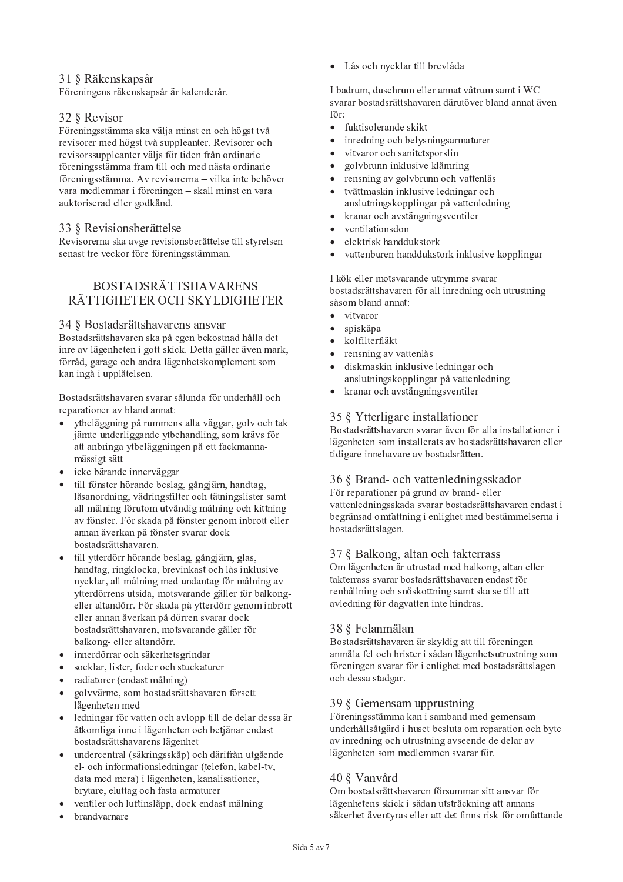## 31 § Räkenskapsår

Föreningens räkenskapsår är kalenderår.

## 32 § Revisor

Föreningsstämma ska välja minst en och högst två revisorer med högst två suppleanter. Revisorer och revisorssuppleanter väljs för tiden från ordinarie föreningsstämma fram till och med nästa ordinarie föreningsstämma. Av revisorerna – vilka inte behöver vara medlemmar i föreningen – skall minst en vara auktoriserad eller godkänd.

## 33 § Revisionsberättelse

Revisorerna ska avge revisionsberättelse till styrelsen senast tre veckor före föreningsstämman.

# BOSTADSRÄTTSHAVARENS RÄTTIGHETER OCH SKYLDIGHETER

## 34 § Bostadsrättshavarens ansvar

Bostadsrättshavaren ska på egen bekostnad hålla det inre av lägenheten i gott skick. Detta gäller även mark, förråd, garage och andra lägenhetskomplement som kan ingå i upplåtelsen.

Bostadsrättshavaren svarar sålunda för underhåll och reparationer av bland annat:

- ytbeläggning på rummens alla väggar, golv och tak jämte underliggande ytbehandling, som krävs för att anbringa ytbeläggningen på ett fackmanna-mässigt sätt
- icke bärande innerväggar
- till fönster hörande beslag, gångjärn, handtag, låsanordning, vädringsfilter och tätningslister samt all målning förutom utvändig målning och kittning av fönster. För skada på fönster genom inbrott eller annan åverkan på fönster svarar dock bostadsrättshavaren.
- till ytterdörr hörande beslag, gångjärn, glas, handtag, ringklocka, brevinkast och lås inklusive nycklar, all målning med undantag för målning av ytterdörrens utsida, motsvarande gäller för balkong- eller altandörr. För skada på ytterdörr genom inbrott eller annan åverkan på dörren svarar dock bostadsrättshavaren, motsvarande gäller för balkong- eller altandörr.
- innerdörrar och säkerhetsgrindar
- socklar, lister, foder och stuckaturer
- radiatorer (endast målning)
- golvvärme, som bostadsrättshavaren försett lägenheten med
- ledningar för vatten och avlopp till de delar dessa är åtkomliga inne i lägenheten och betjänar endast bostadsrättshavarens lägenhet
- undercentral (säkringsskåp) och därifrån utgående el- och informationsledningar (telefon, kabel-tv, data med mera) i lägenheten, kanalisationer, brytare, eluttag och fasta armaturer
- ventiler och luftinsläpp, dock endast målning
- brandvarnare
- Lås och nycklar till brevlåda

I badrum, duschrum eller annat våtrum samt i WC svarar bostadsrättshavaren därutöver bland annat även för:

- fuktisolerande skikt
- inredning och belysningsarmaturer
- vitvaror och sanitetsporslin
- golvbrunn inklusive klämring
- rensning av golvbrunn och vattenlås
- tvättmaskin inklusive ledningar och anslutningskopplingar på vattenledning
- kranar och avstängningsventiler
- ventilationsdon
- elektrisk handdukstork
- vattenburen handdukstork inklusive kopplingar

I kök eller motsvarande utrymme svarar bostadsrättshavaren för all inredning och utrustning såsom bland annat:

- vitvaror
- spiskåpa
- kolfilterfläkt
- rensning av vattenlås
- diskmaskin inklusive ledningar och anslutningskopplingar på vattenledning
- kranar och avstängningsventiler

## 35 § Ytterligare installationer

Bostadsrättshavaren svarar även för alla installationer i lägenheten som installerats av bostadsrättshavaren eller tidigare innehavare av bostadsrätten.

## 36 § Brand- och vattenledningsskador

För reparationer på grund av brand- eller vattenledningsskada svarar bostadsrättshavaren endast i begränsad omfattning i enlighet med bestämmelserna i bostadsrättslagen.

## 37 § Balkong, altan och takterrass

Om lägenheten är utrustad med balkong, altan eller takterrass svarar bostadsrättshavaren endast för renhållning och snöskottning samt ska se till att avledning för dagvatten inte hindras.

## 38 § Felanmälan

Bostadsrättshavaren är skyldig att till föreningen anmäla fel och brister i sådan lägenhetsutrustning som föreningen svarar för i enlighet med bostadsrättslagen och dessa stadgar.

## 39 § Gemensam upprustning

Föreningsstämma kan i samband med gemensam underhållsåtgärd i huset besluta om reparation och byte av inredning och utrustning avseende de delar av lägenheten som medlemmen svarar för.

## 40 § Vanvård

Om bostadsrättshavaren försummar sitt ansvar för lägenhetens skick i sådan utsträckning att annans säkerhet äventyras eller att det finns risk för omfattande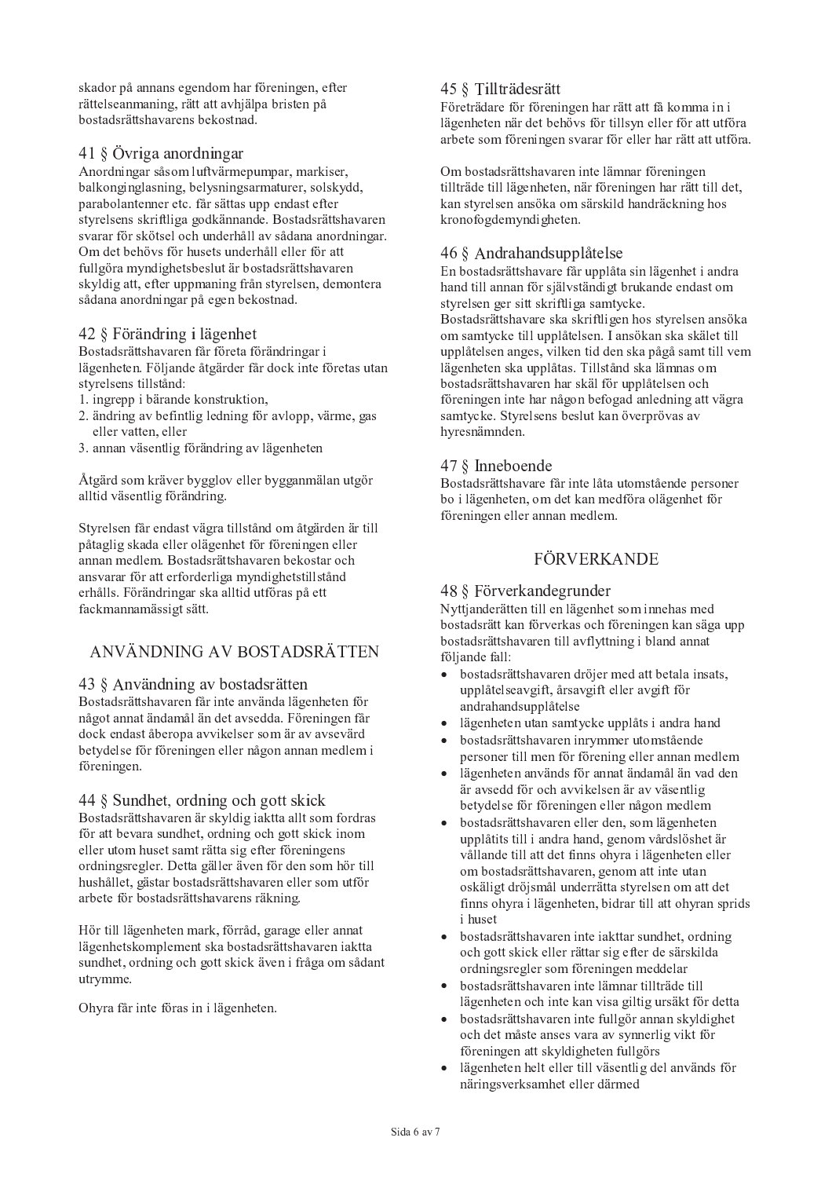skador på annans egendom har föreningen, efter rättelseanmaning, rätt att avhjälpa bristen på bostadsrättshavarens bekostnad.

### 41 § Övriga anordningar

Anordningar såsom luftvärmepumpar, markiser, balkonginglasning, belysningsarmaturer, solskydd, parabolantenner etc. får sättas upp endast efter styrelsens skriftliga godkännande. Bostadsrättshavaren svarar för skötsel och underhåll av sådana anordningar. Om det behövs för husets underhåll eller för att fullgöra myndighetsbeslut är bostadsrättshavaren skyldig att, efter uppmaning från styrelsen, demontera sådana anordningar på egen bekostnad.

### 42 § Förändring i lägenhet

Bostadsrättshavaren får företa förändringar i lägenheten. Följande åtgärder får dock inte företas utan styrelsens tillstånd:

1. ingrepp i bärande konstruktion,
2. ändring av befintlig ledning för avlopp, värme, gas eller vatten, eller
3. annan väsentlig förändring av lägenheten

Åtgärd som kräver bygglov eller bygganmälan utgör alltid väsentlig förändring.

Styrelsen får endast vägra tillstånd om åtgärden är till påtaglig skada eller olägenhet för föreningen eller annan medlem. Bostadsrättshavaren bekostar och ansvarar för att erforderliga myndighetstillstånd erhålls. Förändringar ska alltid utföras på ett fackmannamässigt sätt.

## ANVÄNDNING AV BOSTADSRÄTTEN

### 43 § Användning av bostadsrätten

Bostadsrättshavaren får inte använda lägenheten för något annat ändamål än det avsedda. Föreningen får dock endast åberopa avvikelser som är av avsevärd betydelse för föreningen eller någon annan medlem i föreningen.

### 44 § Sundhet, ordning och gott skick

Bostadsrättshavaren är skyldig iaktta allt som fordras för att bevara sundhet, ordning och gott skick inom eller utom huset samt rätta sig efter föreningens ordningsregler. Detta gäller även för den som hör till hushållet, gästar bostadsrättshavaren eller som utför arbete för bostadsrättshavarens räkning.

Hör till lägenheten mark, förråd, garage eller annat lägenhetskomplement ska bostadsrättshavaren iaktta sundhet, ordning och gott skick även i fråga om sådant utrymme.

Ohyra får inte föras in i lägenheten.

### 45 § Tillträdesrätt

Företrädare för föreningen har rätt att få komma in i lägenheten när det behövs för tillsyn eller för att utföra arbete som föreningen svarar för eller har rätt att utföra.

Om bostadsrättshavaren inte lämnar föreningen tillträde till lägenheten, när föreningen har rätt till det, kan styrelsen ansöka om särskild handräckning hos kronofogdemyndigheten.

### 46 § Andrahandsupplåtelse

En bostadsrättshavare får upplåta sin lägenhet i andra hand till annan för självständigt brukande endast om styrelsen ger sitt skriftliga samtycke.
Bostadsrättshavare ska skriftligen hos styrelsen ansöka om samtycke till upplåtelsen. I ansökan ska skälet till upplåtelsen anges, vilken tid den ska pågå samt till vem lägenheten ska upplåtas. Tillstånd ska lämnas om bostadsrättshavaren har skäl för upplåtelsen och föreningen inte har någon befogad anledning att vägra samtycke. Styrelsens beslut kan överprövas av hyresnämnden.

### 47 § Inneboende

Bostadsrättshavare får inte låta utomstående personer bo i lägenheten, om det kan medföra olägenhet för föreningen eller annan medlem.

## FÖRVERKANDE

### 48 § Förverkandegrunder

Nyttjanderätten till en lägenhet som innehas med bostadsrätt kan förverkas och föreningen kan säga upp bostadsrättshavaren till avflyttning i bland annat följande fall:

- bostadsrättshavaren dröjer med att betala insats, upplåtelseavgift, årsavgift eller avgift för andrahandsupplåtelse
- lägenheten utan samtycke upplåts i andra hand
- bostadsrättshavaren inrymmer utomstående personer till men för förening eller annan medlem
- lägenheten används för annat ändamål än vad den är avsedd för och avvikelsen är av väsentlig betydelse för föreningen eller någon medlem
- bostadsrättshavaren eller den, som lägenheten upplåtits till i andra hand, genom vårdslöshet är vållande till att det finns ohyra i lägenheten eller om bostadsrättshavaren, genom att inte utan oskäligt dröjsmål underrätta styrelsen om att det finns ohyra i lägenheten, bidrar till att ohyran sprids i huset
- bostadsrättshavaren inte iakttar sundhet, ordning och gott skick eller rättar sig efter de särskilda ordningsregler som föreningen meddelar
- bostadsrättshavaren inte lämnar tillträde till lägenheten och inte kan visa giltig ursäkt för detta
- bostadsrättshavaren inte fullgör annan skyldighet och det måste anses vara av synnerlig vikt för föreningen att skyldigheten fullgörs
- lägenheten helt eller till väsentlig del används för näringsverksamhet eller därmed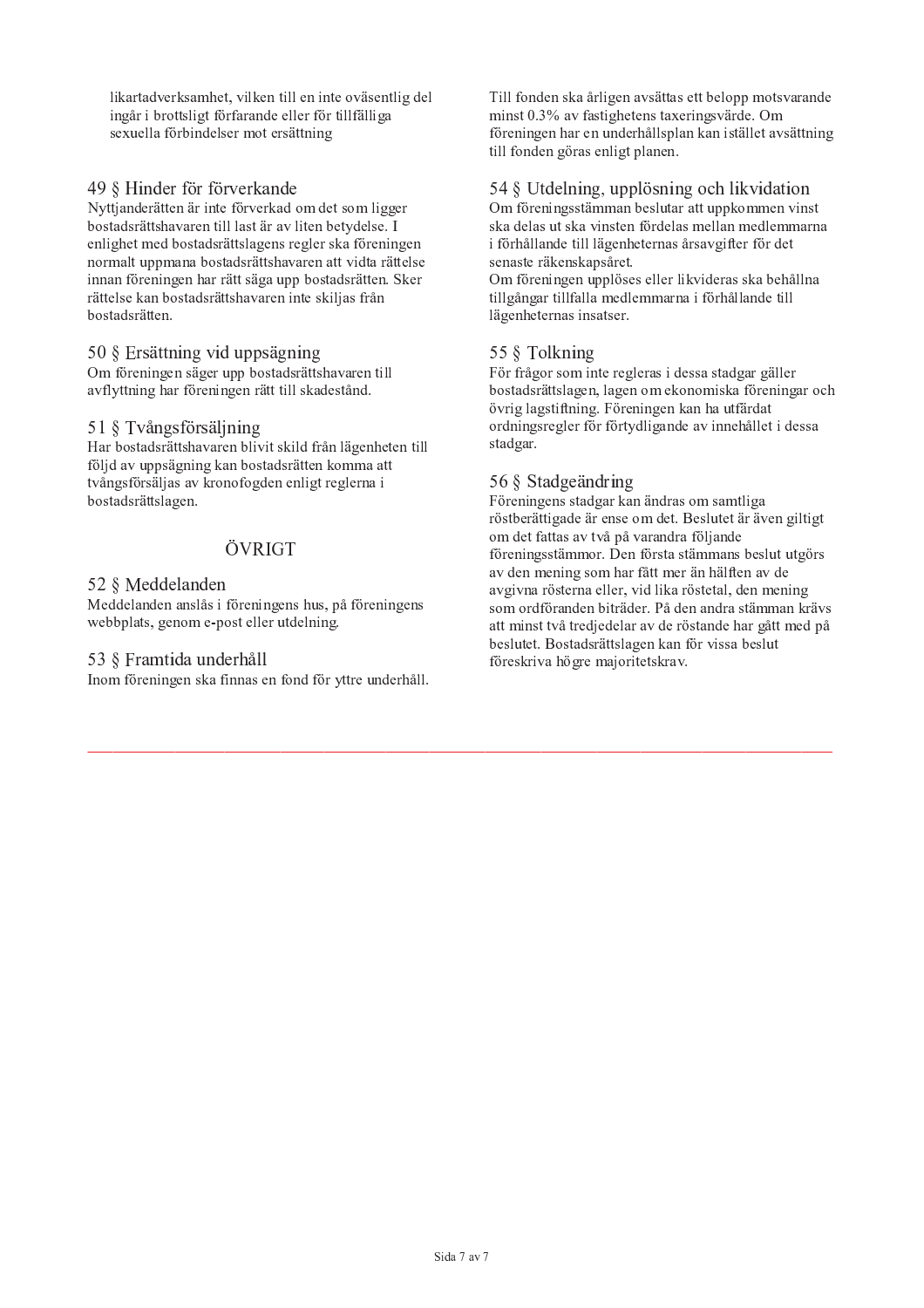likartadverksamhet, vilken till en inte oväsentlig del ingår i brottsligt förfarande eller för tillfälliga sexuella förbindelser mot ersättning

## 49 § Hinder för förverkande

Nyttjanderätten är inte förverkad om det som ligger bostadsrättshavaren till last är av liten betydelse. I enlighet med bostadsrättslagens regler ska föreningen normalt uppmana bostadsrättshavaren att vidta rättelse innan föreningen har rätt säga upp bostadsrätten. Sker rättelse kan bostadsrättshavaren inte skiljas från bostadsrätten.

## 50 § Ersättning vid uppsägning

Om föreningen säger upp bostadsrättshavaren till avflyttning har föreningen rätt till skadestånd.

## 51 § Tvångsförsäljning

Har bostadsrättshavaren blivit skild från lägenheten till följd av uppsägning kan bostadsrätten komma att tvångsförsäljas av kronofogden enligt reglerna i bostadsrättslagen.

# ÖVRIGT

## 52 § Meddelanden

Meddelanden anslås i föreningens hus, på föreningens webbplats, genom e-post eller utdelning.

## 53 § Framtida underhåll

Inom föreningen ska finnas en fond för yttre underhåll. Till fonden ska årligen avsättas ett belopp motsvarande minst 0.3% av fastighetens taxeringsvärde. Om föreningen har en underhållsplan kan istället avsättning till fonden göras enligt planen.

## 54 § Utdelning, upplösning och likvidation

Om föreningsstämman beslutar att uppkommen vinst ska delas ut ska vinsten fördelas mellan medlemmarna i förhållande till lägenheternas årsavgifter för det senaste räkenskapsåret.
Om föreningen upplöses eller likvideras ska behållna tillgångar tillfalla medlemmarna i förhållande till lägenheternas insatser.

## 55 § Tolkning

För frågor som inte regleras i dessa stadgar gäller bostadsrättslagen, lagen om ekonomiska föreningar och övrig lagstiftning. Föreningen kan ha utfärdat ordningsregler för förtydligande av innehållet i dessa stadgar.

## 56 § Stadgeändring

Föreningens stadgar kan ändras om samtliga röstberättigade är ense om det. Beslutet är även giltigt om det fattas av två på varandra följande föreningsstämmor. Den första stämmans beslut utgörs av den mening som har fått mer än hälften av de avgivna rösterna eller, vid lika röstetal, den mening som ordföranden biträder. På den andra stämman krävs att minst två tredjedelar av de röstande har gått med på beslutet. Bostadsrättslagen kan för vissa beslut föreskriva högre majoritetskrav.